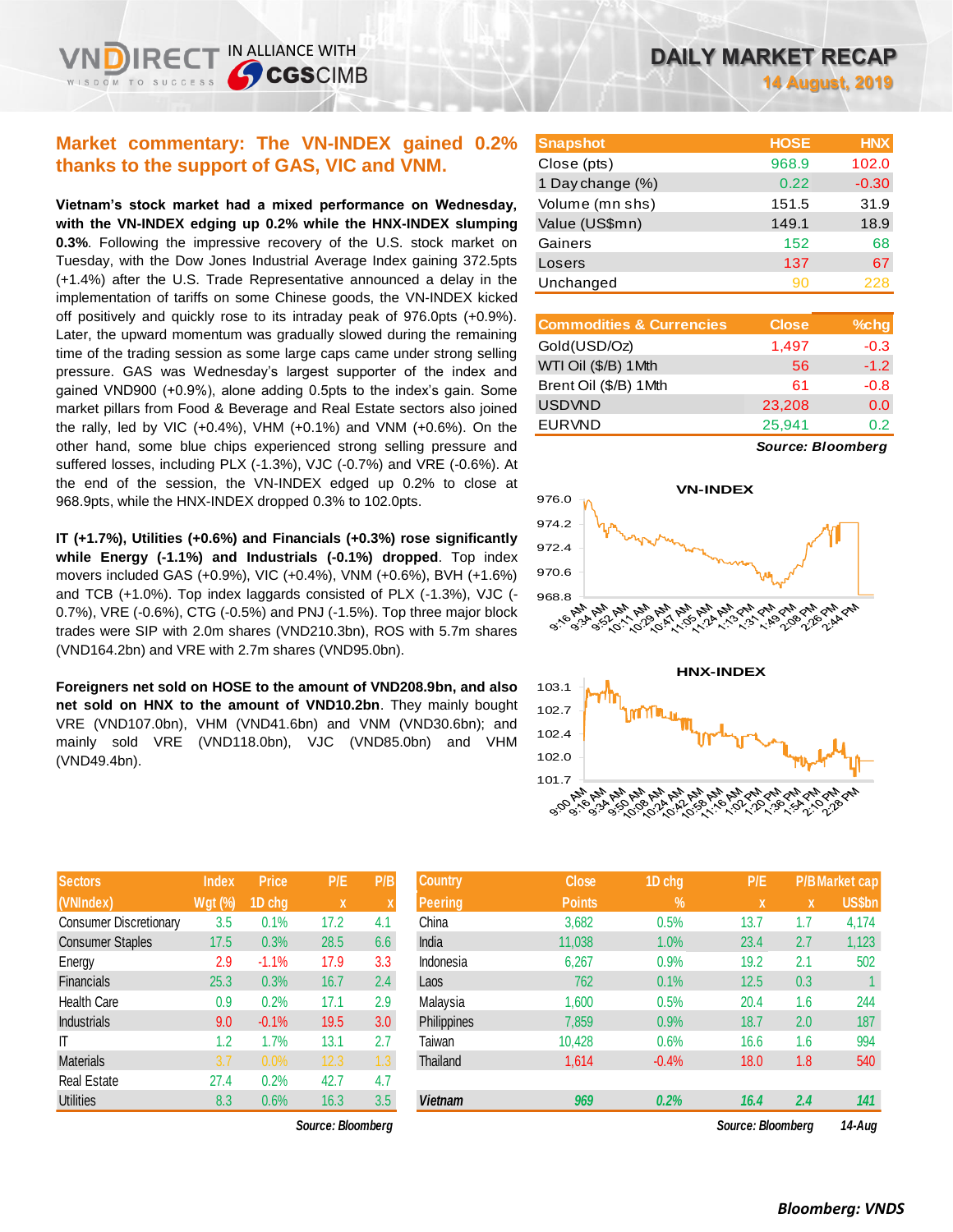# DAILY MARKET RECAP

**14 August, 2019**

## Market commentary: The VN-INDEX gained 0.2% thanks to the support of GAS, VIC and VNM.

**Vietnam's stock market had a mixed performance on Wednesday, with the VN-INDEX edging up 0.2% while the HNX-INDEX slumping 0.3%**. Following the impressive recovery of the U.S. stock market on Tuesday, with the Dow Jones Industrial Average Index gaining 372.5pts (+1.4%) after the U.S. Trade Representative announced a delay in the implementation of tariffs on some Chinese goods, the VN-INDEX kicked off positively and quickly rose to its intraday peak of 976.0pts (+0.9%). Later, the upward momentum was gradually slowed during the remaining time of the trading session as some large caps came under strong selling pressure. GAS was Wednesday's largest supporter of the index and gained VND900 (+0.9%), alone adding 0.5pts to the index's gain. Some market pillars from Food & Beverage and Real Estate sectors also joined the rally, led by VIC (+0.4%), VHM (+0.1%) and VNM (+0.6%). On the other hand, some blue chips experienced strong selling pressure and suffered losses, including PLX (-1.3%), VJC (-0.7%) and VRE (-0.6%). At the end of the session, the VN-INDEX edged up 0.2% to close at 968.9pts, while the HNX-INDEX dropped 0.3% to 102.0pts.

**IT (+1.7%), Utilities (+0.6%) and Financials (+0.3%) rose significantly while Energy (-1.1%) and Industrials (-0.1%) dropped**. Top index movers included GAS (+0.9%), VIC (+0.4%), VNM (+0.6%), BVH (+1.6%) and TCB (+1.0%). Top index laggards consisted of PLX (-1.3%), VJC (-0.7%), VRE (-0.6%), CTG (-0.5%) and PNJ (-1.5%). Top three major block trades were SIP with 2.0m shares (VND210.3bn), ROS with 5.7m shares (VND164.2bn) and VRE with 2.7m shares (VND95.0bn).

**Foreigners net sold on HOSE to the amount of VND208.9bn, and also net sold on HNX to the amount of VND10.2bn**. They mainly bought VRE (VND107.0bn), VHM (VND41.6bn) and VNM (VND30.6bn); and mainly sold VRE (VND118.0bn), VJC (VND85.0bn) and VHM (VND49.4bn).

| Snapshot | HOSE | HNX |
|---|---|---|
| Close (pts) | 968.9 | 102.0 |
| 1 Day change (%) | 0.22 | -0.30 |
| Volume (mn shs) | 151.5 | 31.9 |
| Value (US$mn) | 149.1 | 18.9 |
| Gainers | 152 | 68 |
| Losers | 137 | 67 |
| Unchanged | 90 | 228 |

| Commodities & Currencies | Close | %chg |
|---|---|---|
| Gold(USD/Oz) | 1,497 | -0.3 |
| WTI Oil ($/B) 1Mth | 56 | -1.2 |
| Brent Oil ($/B) 1Mth | 61 | -0.8 |
| USDVND | 23,208 | 0.0 |
| EURVND | 25,941 | 0.2 |

*Source: Bloomberg*

| Sectors (VNIndex) | Index Wgt (%) | Price 1D chg | P/E x | P/B x |
|---|---|---|---|---|
| Consumer Discretionary | 3.5 | 0.1% | 17.2 | 4.1 |
| Consumer Staples | 17.5 | 0.3% | 28.5 | 6.6 |
| Energy | 2.9 | -1.1% | 17.9 | 3.3 |
| Financials | 25.3 | 0.3% | 16.7 | 2.4 |
| Health Care | 0.9 | 0.2% | 17.1 | 2.9 |
| Industrials | 9.0 | -0.1% | 19.5 | 3.0 |
| IT | 1.2 | 1.7% | 13.1 | 2.7 |
| Materials | 3.7 | 0.0% | 12.3 | 1.3 |
| Real Estate | 27.4 | 0.2% | 42.7 | 4.7 |
| Utilities | 8.3 | 0.6% | 16.3 | 3.5 |

*Source: Bloomberg*

| Country Peering | Close Points | 1D chg % | P/E x | P/B x | Market cap US$bn |
|---|---|---|---|---|---|
| China | 3,682 | 0.5% | 13.7 | 1.7 | 4,174 |
| India | 11,038 | 1.0% | 23.4 | 2.7 | 1,123 |
| Indonesia | 6,267 | 0.9% | 19.2 | 2.1 | 502 |
| Laos | 762 | 0.1% | 12.5 | 0.3 | 1 |
| Malaysia | 1,600 | 0.5% | 20.4 | 1.6 | 244 |
| Philippines | 7,859 | 0.9% | 18.7 | 2.0 | 187 |
| Taiwan | 10,428 | 0.6% | 16.6 | 1.6 | 994 |
| Thailand | 1,614 | -0.4% | 18.0 | 1.8 | 540 |
| **Vietnam** | **969** | **0.2%** | **16.4** | **2.4** | **141** |

*Source: Bloomberg* *14-Aug*

*Bloomberg: VNDS*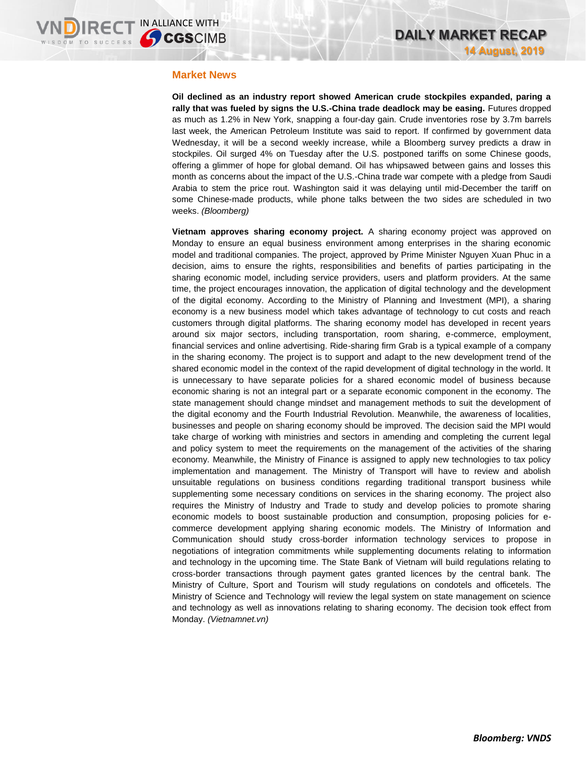## Market News

**Oil declined as an industry report showed American crude stockpiles expanded, paring a rally that was fueled by signs the U.S.-China trade deadlock may be easing.** Futures dropped as much as 1.2% in New York, snapping a four-day gain. Crude inventories rose by 3.7m barrels last week, the American Petroleum Institute was said to report. If confirmed by government data Wednesday, it will be a second weekly increase, while a Bloomberg survey predicts a draw in stockpiles. Oil surged 4% on Tuesday after the U.S. postponed tariffs on some Chinese goods, offering a glimmer of hope for global demand. Oil has whipsawed between gains and losses this month as concerns about the impact of the U.S.-China trade war compete with a pledge from Saudi Arabia to stem the price rout. Washington said it was delaying until mid-December the tariff on some Chinese-made products, while phone talks between the two sides are scheduled in two weeks. *(Bloomberg)*

**Vietnam approves sharing economy project.** A sharing economy project was approved on Monday to ensure an equal business environment among enterprises in the sharing economic model and traditional companies. The project, approved by Prime Minister Nguyen Xuan Phuc in a decision, aims to ensure the rights, responsibilities and benefits of parties participating in the sharing economic model, including service providers, users and platform providers. At the same time, the project encourages innovation, the application of digital technology and the development of the digital economy. According to the Ministry of Planning and Investment (MPI), a sharing economy is a new business model which takes advantage of technology to cut costs and reach customers through digital platforms. The sharing economy model has developed in recent years around six major sectors, including transportation, room sharing, e-commerce, employment, financial services and online advertising. Ride-sharing firm Grab is a typical example of a company in the sharing economy. The project is to support and adapt to the new development trend of the shared economic model in the context of the rapid development of digital technology in the world. It is unnecessary to have separate policies for a shared economic model of business because economic sharing is not an integral part or a separate economic component in the economy. The state management should change mindset and management methods to suit the development of the digital economy and the Fourth Industrial Revolution. Meanwhile, the awareness of localities, businesses and people on sharing economy should be improved. The decision said the MPI would take charge of working with ministries and sectors in amending and completing the current legal and policy system to meet the requirements on the management of the activities of the sharing economy. Meanwhile, the Ministry of Finance is assigned to apply new technologies to tax policy implementation and management. The Ministry of Transport will have to review and abolish unsuitable regulations on business conditions regarding traditional transport business while supplementing some necessary conditions on services in the sharing economy. The project also requires the Ministry of Industry and Trade to study and develop policies to promote sharing economic models to boost sustainable production and consumption, proposing policies for e-commerce development applying sharing economic models. The Ministry of Information and Communication should study cross-border information technology services to propose in negotiations of integration commitments while supplementing documents relating to information and technology in the upcoming time. The State Bank of Vietnam will build regulations relating to cross-border transactions through payment gates granted licences by the central bank. The Ministry of Culture, Sport and Tourism will study regulations on condotels and officetels. The Ministry of Science and Technology will review the legal system on state management on science and technology as well as innovations relating to sharing economy. The decision took effect from Monday. *(Vietnamnet.vn)*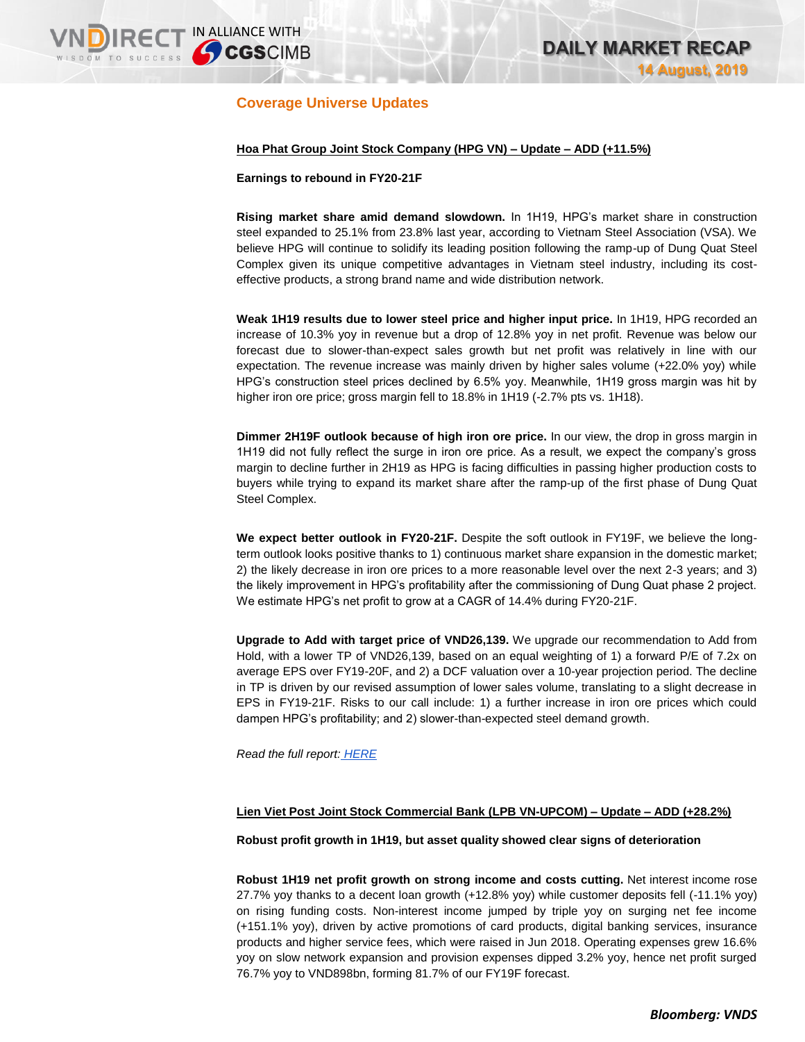## Coverage Universe Updates

**Hoa Phat Group Joint Stock Company (HPG VN) – Update – ADD (+11.5%)**

**Earnings to rebound in FY20-21F**

**Rising market share amid demand slowdown.** In 1H19, HPG's market share in construction steel expanded to 25.1% from 23.8% last year, according to Vietnam Steel Association (VSA). We believe HPG will continue to solidify its leading position following the ramp-up of Dung Quat Steel Complex given its unique competitive advantages in Vietnam steel industry, including its cost-effective products, a strong brand name and wide distribution network.

**Weak 1H19 results due to lower steel price and higher input price.** In 1H19, HPG recorded an increase of 10.3% yoy in revenue but a drop of 12.8% yoy in net profit. Revenue was below our forecast due to slower-than-expect sales growth but net profit was relatively in line with our expectation. The revenue increase was mainly driven by higher sales volume (+22.0% yoy) while HPG's construction steel prices declined by 6.5% yoy. Meanwhile, 1H19 gross margin was hit by higher iron ore price; gross margin fell to 18.8% in 1H19 (-2.7% pts vs. 1H18).

**Dimmer 2H19F outlook because of high iron ore price.** In our view, the drop in gross margin in 1H19 did not fully reflect the surge in iron ore price. As a result, we expect the company's gross margin to decline further in 2H19 as HPG is facing difficulties in passing higher production costs to buyers while trying to expand its market share after the ramp-up of the first phase of Dung Quat Steel Complex.

**We expect better outlook in FY20-21F.** Despite the soft outlook in FY19F, we believe the long-term outlook looks positive thanks to 1) continuous market share expansion in the domestic market; 2) the likely decrease in iron ore prices to a more reasonable level over the next 2-3 years; and 3) the likely improvement in HPG's profitability after the commissioning of Dung Quat phase 2 project. We estimate HPG's net profit to grow at a CAGR of 14.4% during FY20-21F.

**Upgrade to Add with target price of VND26,139.** We upgrade our recommendation to Add from Hold, with a lower TP of VND26,139, based on an equal weighting of 1) a forward P/E of 7.2x on average EPS over FY19-20F, and 2) a DCF valuation over a 10-year projection period. The decline in TP is driven by our revised assumption of lower sales volume, translating to a slight decrease in EPS in FY19-21F. Risks to our call include: 1) a further increase in iron ore prices which could dampen HPG's profitability; and 2) slower-than-expected steel demand growth.

*Read the full report: HERE*

**Lien Viet Post Joint Stock Commercial Bank (LPB VN-UPCOM) – Update – ADD (+28.2%)**

**Robust profit growth in 1H19, but asset quality showed clear signs of deterioration**

**Robust 1H19 net profit growth on strong income and costs cutting.** Net interest income rose 27.7% yoy thanks to a decent loan growth (+12.8% yoy) while customer deposits fell (-11.1% yoy) on rising funding costs. Non-interest income jumped by triple yoy on surging net fee income (+151.1% yoy), driven by active promotions of card products, digital banking services, insurance products and higher service fees, which were raised in Jun 2018. Operating expenses grew 16.6% yoy on slow network expansion and provision expenses dipped 3.2% yoy, hence net profit surged 76.7% yoy to VND898bn, forming 81.7% of our FY19F forecast.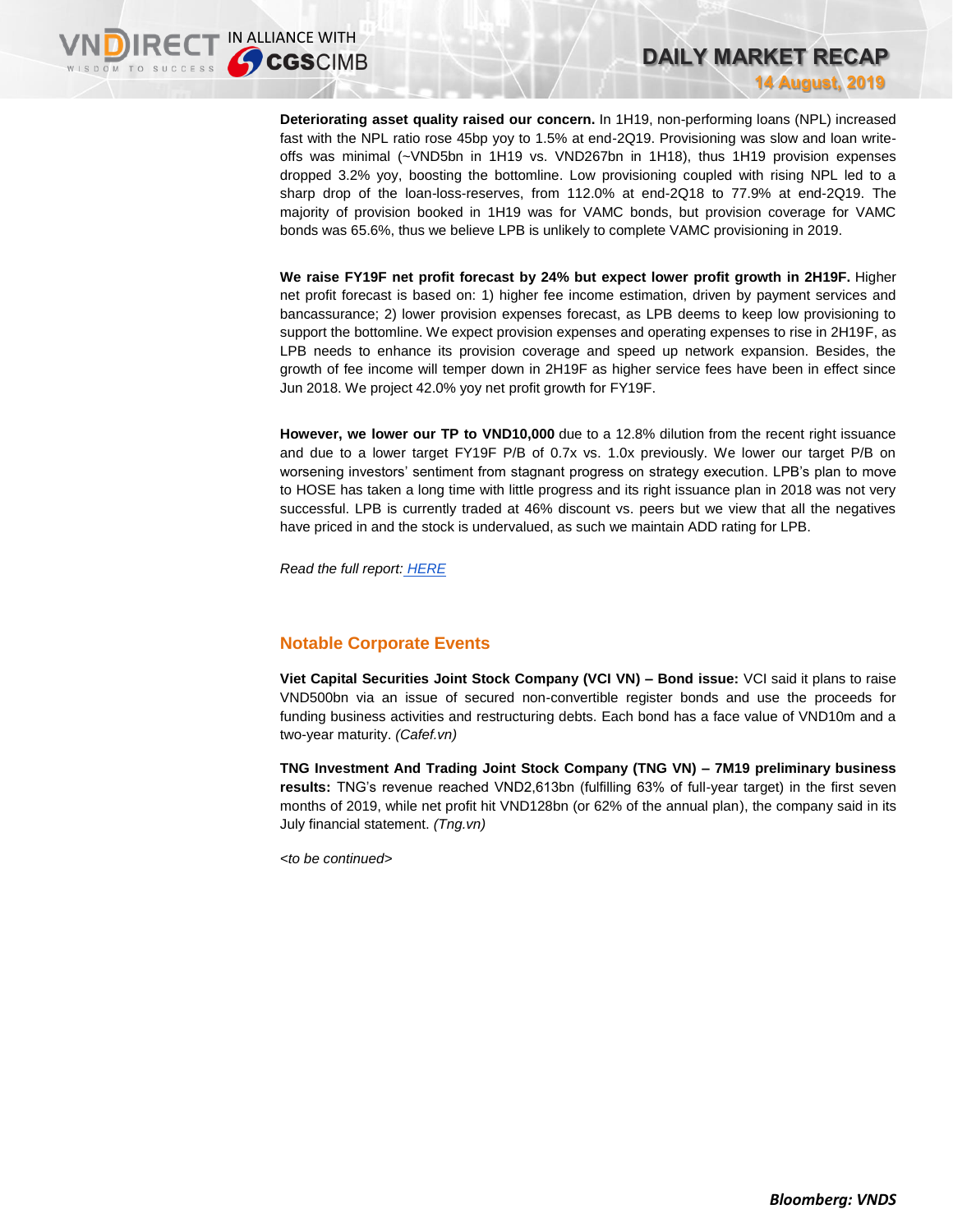**Deteriorating asset quality raised our concern.** In 1H19, non-performing loans (NPL) increased fast with the NPL ratio rose 45bp yoy to 1.5% at end-2Q19. Provisioning was slow and loan write-offs was minimal (~VND5bn in 1H19 vs. VND267bn in 1H18), thus 1H19 provision expenses dropped 3.2% yoy, boosting the bottomline. Low provisioning coupled with rising NPL led to a sharp drop of the loan-loss-reserves, from 112.0% at end-2Q18 to 77.9% at end-2Q19. The majority of provision booked in 1H19 was for VAMC bonds, but provision coverage for VAMC bonds was 65.6%, thus we believe LPB is unlikely to complete VAMC provisioning in 2019.

**We raise FY19F net profit forecast by 24% but expect lower profit growth in 2H19F.** Higher net profit forecast is based on: 1) higher fee income estimation, driven by payment services and bancassurance; 2) lower provision expenses forecast, as LPB deems to keep low provisioning to support the bottomline. We expect provision expenses and operating expenses to rise in 2H19F, as LPB needs to enhance its provision coverage and speed up network expansion. Besides, the growth of fee income will temper down in 2H19F as higher service fees have been in effect since Jun 2018. We project 42.0% yoy net profit growth for FY19F.

**However, we lower our TP to VND10,000** due to a 12.8% dilution from the recent right issuance and due to a lower target FY19F P/B of 0.7x vs. 1.0x previously. We lower our target P/B on worsening investors' sentiment from stagnant progress on strategy execution. LPB's plan to move to HOSE has taken a long time with little progress and its right issuance plan in 2018 was not very successful. LPB is currently traded at 46% discount vs. peers but we view that all the negatives have priced in and the stock is undervalued, as such we maintain ADD rating for LPB.

*Read the full report: HERE*

## Notable Corporate Events

**Viet Capital Securities Joint Stock Company (VCI VN) – Bond issue:** VCI said it plans to raise VND500bn via an issue of secured non-convertible register bonds and use the proceeds for funding business activities and restructuring debts. Each bond has a face value of VND10m and a two-year maturity. *(Cafef.vn)*

**TNG Investment And Trading Joint Stock Company (TNG VN) – 7M19 preliminary business results:** TNG's revenue reached VND2,613bn (fulfilling 63% of full-year target) in the first seven months of 2019, while net profit hit VND128bn (or 62% of the annual plan), the company said in its July financial statement. *(Tng.vn)*

*<to be continued>*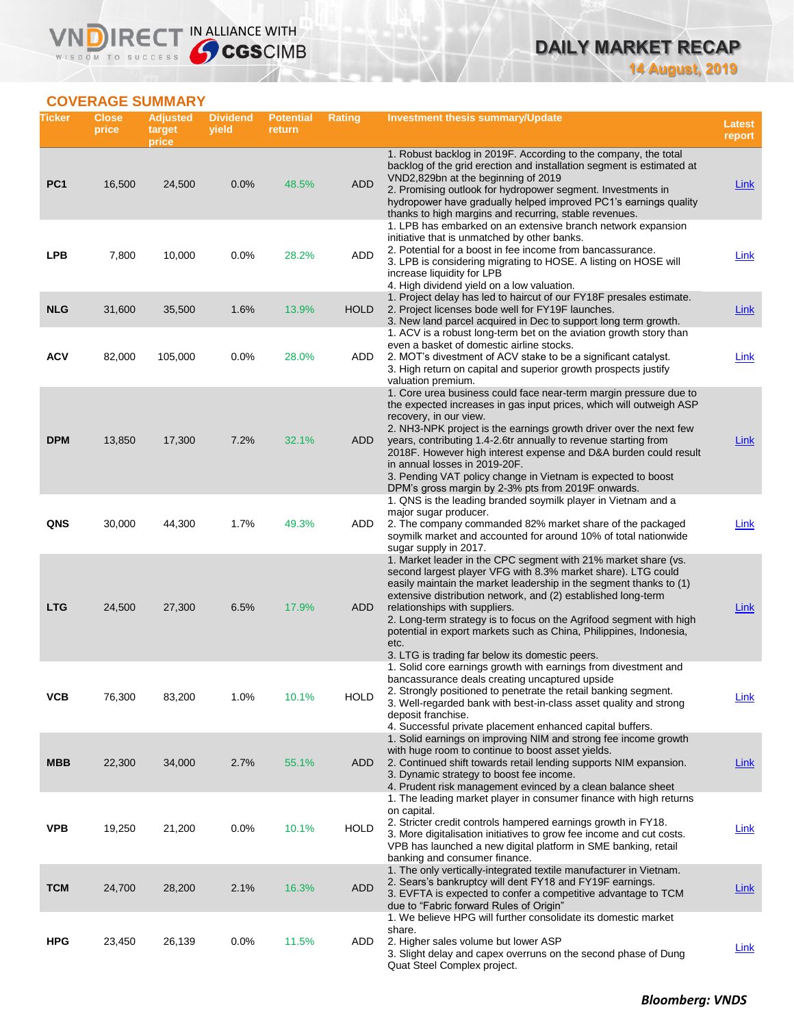## COVERAGE SUMMARY

| Ticker | Close price | Adjusted target price | Dividend yield | Potential return | Rating | Investment thesis summary/Update | Latest report |
|---|---|---|---|---|---|---|---|
| PC1 | 16,500 | 24,500 | 0.0% | 48.5% | ADD | 1. Robust backlog in 2019F. According to the company, the total backlog of the grid erection and installation segment is estimated at VND2,829bn at the beginning of 2019<br>2. Promising outlook for hydropower segment. Investments in hydropower have gradually helped improved PC1's earnings quality thanks to high margins and recurring, stable revenues. | Link |
| LPB | 7,800 | 10,000 | 0.0% | 28.2% | ADD | 1. LPB has embarked on an extensive branch network expansion initiative that is unmatched by other banks.<br>2. Potential for a boost in fee income from bancassurance.<br>3. LPB is considering migrating to HOSE. A listing on HOSE will increase liquidity for LPB<br>4. High dividend yield on a low valuation. | Link |
| NLG | 31,600 | 35,500 | 1.6% | 13.9% | HOLD | 1. Project delay has led to haircut of our FY18F presales estimate.<br>2. Project licenses bode well for FY19F launches.<br>3. New land parcel acquired in Dec to support long term growth. | Link |
| ACV | 82,000 | 105,000 | 0.0% | 28.0% | ADD | 1. ACV is a robust long-term bet on the aviation growth story than even a basket of domestic airline stocks.<br>2. MOT's divestment of ACV stake to be a significant catalyst.<br>3. High return on capital and superior growth prospects justify valuation premium. | Link |
| DPM | 13,850 | 17,300 | 7.2% | 32.1% | ADD | 1. Core urea business could face near-term margin pressure due to the expected increases in gas input prices, which will outweigh ASP recovery, in our view.<br>2. NH3-NPK project is the earnings growth driver over the next few years, contributing 1.4-2.6tr annually to revenue starting from 2018F. However high interest expense and D&A burden could result in annual losses in 2019-20F.<br>3. Pending VAT policy change in Vietnam is expected to boost DPM's gross margin by 2-3% pts from 2019F onwards. | Link |
| QNS | 30,000 | 44,300 | 1.7% | 49.3% | ADD | 1. QNS is the leading branded soymilk player in Vietnam and a major sugar producer.<br>2. The company commanded 82% market share of the packaged soymilk market and accounted for around 10% of total nationwide sugar supply in 2017. | Link |
| LTG | 24,500 | 27,300 | 6.5% | 17.9% | ADD | 1. Market leader in the CPC segment with 21% market share (vs. second largest player VFG with 8.3% market share). LTG could easily maintain the market leadership in the segment thanks to (1) extensive distribution network, and (2) established long-term relationships with suppliers.<br>2. Long-term strategy is to focus on the Agrifood segment with high potential in export markets such as China, Philippines, Indonesia, etc.<br>3. LTG is trading far below its domestic peers. | Link |
| VCB | 76,300 | 83,200 | 1.0% | 10.1% | HOLD | 1. Solid core earnings growth with earnings from divestment and bancassurance deals creating uncaptured upside<br>2. Strongly positioned to penetrate the retail banking segment.<br>3. Well-regarded bank with best-in-class asset quality and strong deposit franchise.<br>4. Successful private placement enhanced capital buffers. | Link |
| MBB | 22,300 | 34,000 | 2.7% | 55.1% | ADD | 1. Solid earnings on improving NIM and strong fee income growth with huge room to continue to boost asset yields.<br>2. Continued shift towards retail lending supports NIM expansion.<br>3. Dynamic strategy to boost fee income.<br>4. Prudent risk management evinced by a clean balance sheet | Link |
| VPB | 19,250 | 21,200 | 0.0% | 10.1% | HOLD | 1. The leading market player in consumer finance with high returns on capital.<br>2. Stricter credit controls hampered earnings growth in FY18.<br>3. More digitalisation initiatives to grow fee income and cut costs. VPB has launched a new digital platform in SME banking, retail banking and consumer finance. | Link |
| TCM | 24,700 | 28,200 | 2.1% | 16.3% | ADD | 1. The only vertically-integrated textile manufacturer in Vietnam.<br>2. Sears's bankruptcy will dent FY18 and FY19F earnings.<br>3. EVFTA is expected to confer a competitive advantage to TCM due to "Fabric forward Rules of Origin" | Link |
| HPG | 23,450 | 26,139 | 0.0% | 11.5% | ADD | 1. We believe HPG will further consolidate its domestic market share.<br>2. Higher sales volume but lower ASP<br>3. Slight delay and capex overruns on the second phase of Dung Quat Steel Complex project. | Link |

***Bloomberg: VNDS***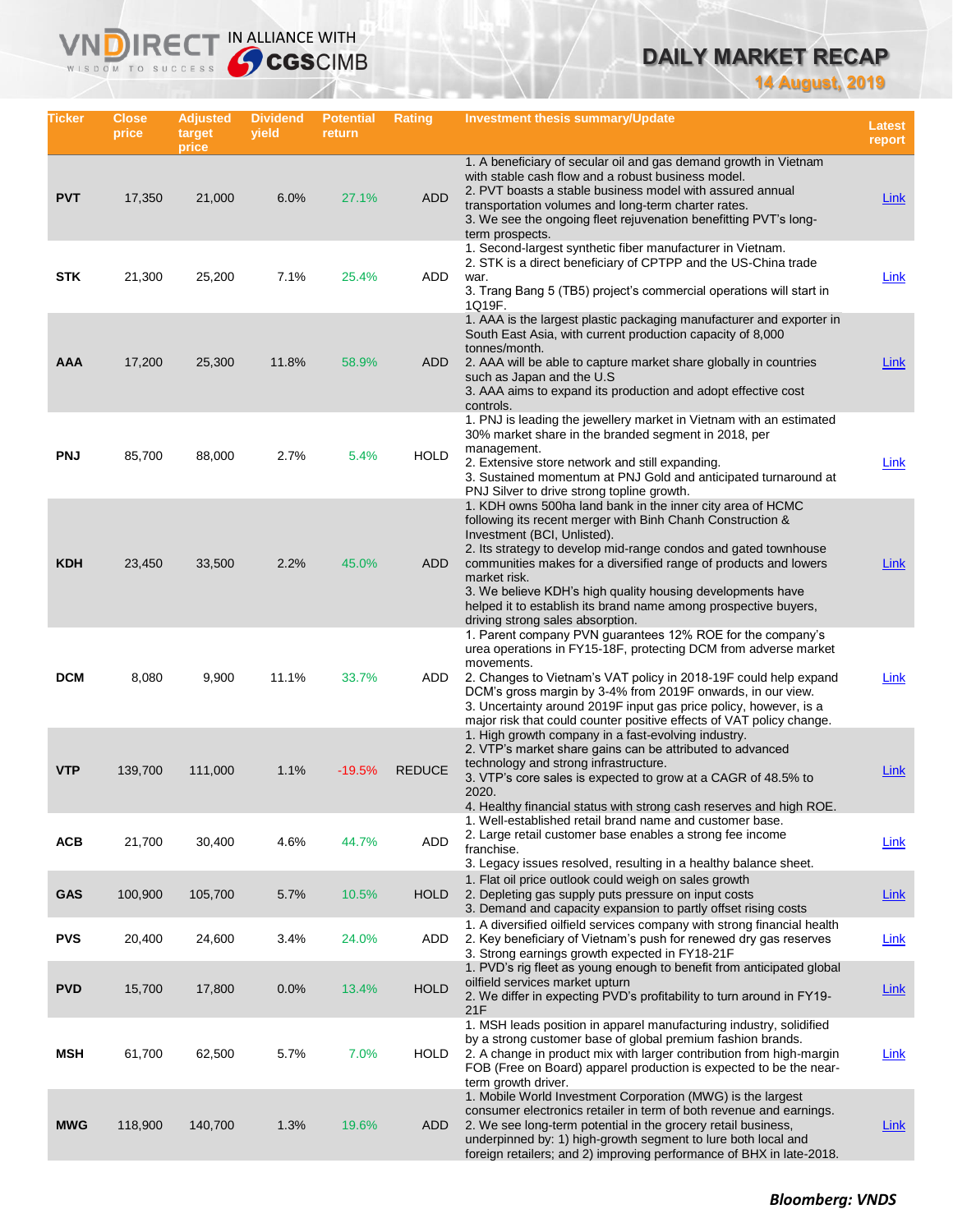# DAILY MARKET RECAP

**14 August, 2019**

| Ticker | Close price | Adjusted target price | Dividend yield | Potential return | Rating | Investment thesis summary/Update | Latest report |
|---|---|---|---|---|---|---|---|
| PVT | 17,350 | 21,000 | 6.0% | 27.1% | ADD | 1. A beneficiary of secular oil and gas demand growth in Vietnam with stable cash flow and a robust business model.<br>2. PVT boasts a stable business model with assured annual transportation volumes and long-term charter rates.<br>3. We see the ongoing fleet rejuvenation benefitting PVT's long-term prospects. | Link |
| STK | 21,300 | 25,200 | 7.1% | 25.4% | ADD | 1. Second-largest synthetic fiber manufacturer in Vietnam.<br>2. STK is a direct beneficiary of CPTPP and the US-China trade war.<br>3. Trang Bang 5 (TB5) project's commercial operations will start in 1Q19F. | Link |
| AAA | 17,200 | 25,300 | 11.8% | 58.9% | ADD | 1. AAA is the largest plastic packaging manufacturer and exporter in South East Asia, with current production capacity of 8,000 tonnes/month.<br>2. AAA will be able to capture market share globally in countries such as Japan and the U.S<br>3. AAA aims to expand its production and adopt effective cost controls. | Link |
| PNJ | 85,700 | 88,000 | 2.7% | 5.4% | HOLD | 1. PNJ is leading the jewellery market in Vietnam with an estimated 30% market share in the branded segment in 2018, per management.<br>2. Extensive store network and still expanding.<br>3. Sustained momentum at PNJ Gold and anticipated turnaround at PNJ Silver to drive strong topline growth. | Link |
| KDH | 23,450 | 33,500 | 2.2% | 45.0% | ADD | 1. KDH owns 500ha land bank in the inner city area of HCMC following its recent merger with Binh Chanh Construction & Investment (BCI, Unlisted).<br>2. Its strategy to develop mid-range condos and gated townhouse communities makes for a diversified range of products and lowers market risk.<br>3. We believe KDH's high quality housing developments have helped it to establish its brand name among prospective buyers, driving strong sales absorption. | Link |
| DCM | 8,080 | 9,900 | 11.1% | 33.7% | ADD | 1. Parent company PVN guarantees 12% ROE for the company's urea operations in FY15-18F, protecting DCM from adverse market movements.<br>2. Changes to Vietnam's VAT policy in 2018-19F could help expand DCM's gross margin by 3-4% from 2019F onwards, in our view.<br>3. Uncertainty around 2019F input gas price policy, however, is a major risk that could counter positive effects of VAT policy change. | Link |
| VTP | 139,700 | 111,000 | 1.1% | -19.5% | REDUCE | 1. High growth company in a fast-evolving industry.<br>2. VTP's market share gains can be attributed to advanced technology and strong infrastructure.<br>3. VTP's core sales is expected to grow at a CAGR of 48.5% to 2020.<br>4. Healthy financial status with strong cash reserves and high ROE. | Link |
| ACB | 21,700 | 30,400 | 4.6% | 44.7% | ADD | 1. Well-established retail brand name and customer base.<br>2. Large retail customer base enables a strong fee income franchise.<br>3. Legacy issues resolved, resulting in a healthy balance sheet. | Link |
| GAS | 100,900 | 105,700 | 5.7% | 10.5% | HOLD | 1. Flat oil price outlook could weigh on sales growth<br>2. Depleting gas supply puts pressure on input costs<br>3. Demand and capacity expansion to partly offset rising costs | Link |
| PVS | 20,400 | 24,600 | 3.4% | 24.0% | ADD | 1. A diversified oilfield services company with strong financial health<br>2. Key beneficiary of Vietnam's push for renewed dry gas reserves<br>3. Strong earnings growth expected in FY18-21F | Link |
| PVD | 15,700 | 17,800 | 0.0% | 13.4% | HOLD | 1. PVD's rig fleet as young enough to benefit from anticipated global oilfield services market upturn<br>2. We differ in expecting PVD's profitability to turn around in FY19-21F | Link |
| MSH | 61,700 | 62,500 | 5.7% | 7.0% | HOLD | 1. MSH leads position in apparel manufacturing industry, solidified by a strong customer base of global premium fashion brands.<br>2. A change in product mix with larger contribution from high-margin FOB (Free on Board) apparel production is expected to be the near-term growth driver. | Link |
| MWG | 118,900 | 140,700 | 1.3% | 19.6% | ADD | 1. Mobile World Investment Corporation (MWG) is the largest consumer electronics retailer in term of both revenue and earnings.<br>2. We see long-term potential in the grocery retail business, underpinned by: 1) high-growth segment to lure both local and foreign retailers; and 2) improving performance of BHX in late-2018. | Link |

***Bloomberg: VNDS***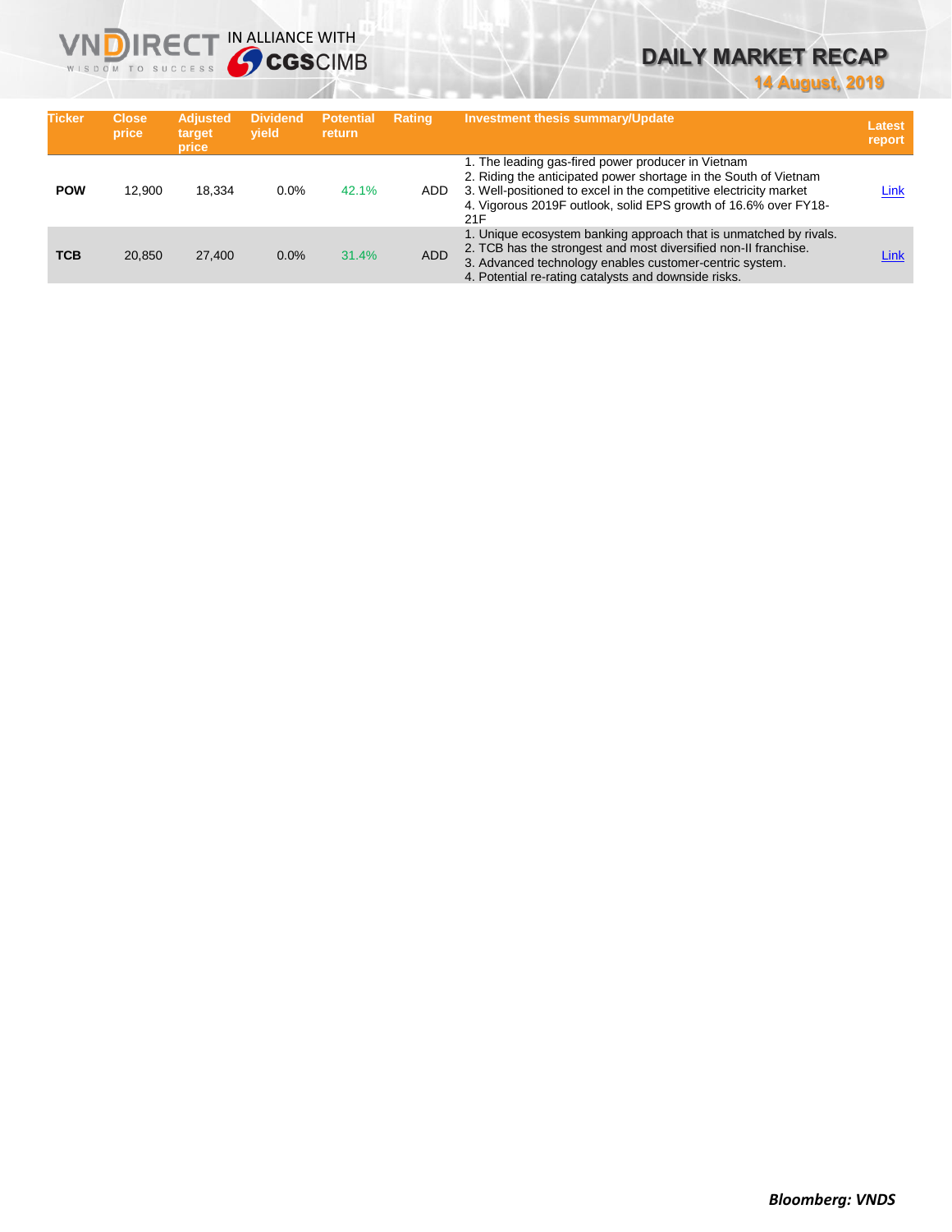| Ticker | Close price | Adjusted target price | Dividend yield | Potential return | Rating | Investment thesis summary/Update | Latest report |
|---|---|---|---|---|---|---|---|
| **POW** | 12,900 | 18,334 | 0.0% | 42.1% | ADD | 1. The leading gas-fired power producer in Vietnam<br>2. Riding the anticipated power shortage in the South of Vietnam<br>3. Well-positioned to excel in the competitive electricity market<br>4. Vigorous 2019F outlook, solid EPS growth of 16.6% over FY18-21F | Link |
| **TCB** | 20,850 | 27,400 | 0.0% | 31.4% | ADD | 1. Unique ecosystem banking approach that is unmatched by rivals.<br>2. TCB has the strongest and most diversified non-II franchise.<br>3. Advanced technology enables customer-centric system.<br>4. Potential re-rating catalysts and downside risks. | Link |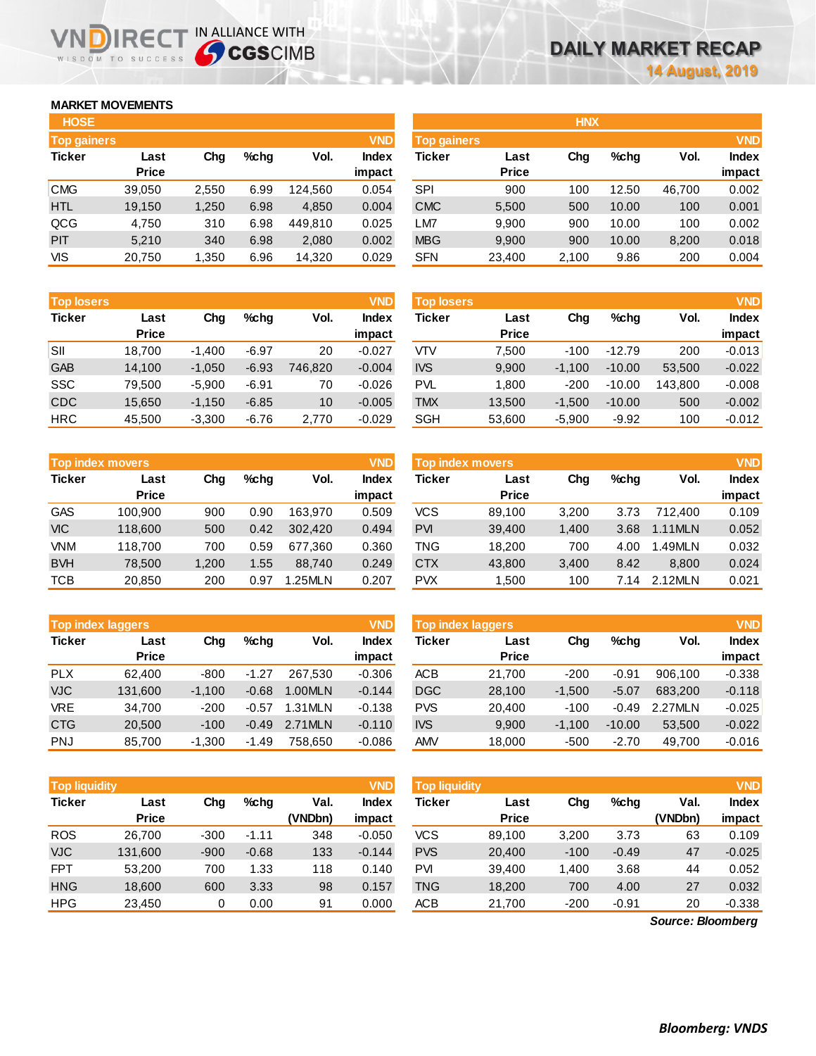# DAILY MARKET RECAP

14 August, 2019

## MARKET MOVEMENTS

### HOSE

**Top gainers** (VND)

| Ticker | Last Price | Chg | %chg | Vol. | Index impact |
|---|---|---|---|---|---|
| CMG | 39,050 | 2,550 | 6.99 | 124,560 | 0.054 |
| HTL | 19,150 | 1,250 | 6.98 | 4,850 | 0.004 |
| QCG | 4,750 | 310 | 6.98 | 449,810 | 0.025 |
| PIT | 5,210 | 340 | 6.98 | 2,080 | 0.002 |
| VIS | 20,750 | 1,350 | 6.96 | 14,320 | 0.029 |

**Top losers** (VND)

| Ticker | Last Price | Chg | %chg | Vol. | Index impact |
|---|---|---|---|---|---|
| SII | 18,700 | -1,400 | -6.97 | 20 | -0.027 |
| GAB | 14,100 | -1,050 | -6.93 | 746,820 | -0.004 |
| SSC | 79,500 | -5,900 | -6.91 | 70 | -0.026 |
| CDC | 15,650 | -1,150 | -6.85 | 10 | -0.005 |
| HRC | 45,500 | -3,300 | -6.76 | 2,770 | -0.029 |

**Top index movers** (VND)

| Ticker | Last Price | Chg | %chg | Vol. | Index impact |
|---|---|---|---|---|---|
| GAS | 100,900 | 900 | 0.90 | 163,970 | 0.509 |
| VIC | 118,600 | 500 | 0.42 | 302,420 | 0.494 |
| VNM | 118,700 | 700 | 0.59 | 677,360 | 0.360 |
| BVH | 78,500 | 1,200 | 1.55 | 88,740 | 0.249 |
| TCB | 20,850 | 200 | 0.97 | 1.25MLN | 0.207 |

**Top index laggers** (VND)

| Ticker | Last Price | Chg | %chg | Vol. | Index impact |
|---|---|---|---|---|---|
| PLX | 62,400 | -800 | -1.27 | 267,530 | -0.306 |
| VJC | 131,600 | -1,100 | -0.68 | 1.00MLN | -0.144 |
| VRE | 34,700 | -200 | -0.57 | 1.31MLN | -0.138 |
| CTG | 20,500 | -100 | -0.49 | 2.71MLN | -0.110 |
| PNJ | 85,700 | -1,300 | -1.49 | 758,650 | -0.086 |

**Top liquidity** (VND)

| Ticker | Last Price | Chg | %chg | Val. (VNDbn) | Index impact |
|---|---|---|---|---|---|
| ROS | 26,700 | -300 | -1.11 | 348 | -0.050 |
| VJC | 131,600 | -900 | -0.68 | 133 | -0.144 |
| FPT | 53,200 | 700 | 1.33 | 118 | 0.140 |
| HNG | 18,600 | 600 | 3.33 | 98 | 0.157 |
| HPG | 23,450 | 0 | 0.00 | 91 | 0.000 |

### HNX

**Top gainers** (VND)

| Ticker | Last Price | Chg | %chg | Vol. | Index impact |
|---|---|---|---|---|---|
| SPI | 900 | 100 | 12.50 | 46,700 | 0.002 |
| CMC | 5,500 | 500 | 10.00 | 100 | 0.001 |
| LM7 | 9,900 | 900 | 10.00 | 100 | 0.002 |
| MBG | 9,900 | 900 | 10.00 | 8,200 | 0.018 |
| SFN | 23,400 | 2,100 | 9.86 | 200 | 0.004 |

**Top losers** (VND)

| Ticker | Last Price | Chg | %chg | Vol. | Index impact |
|---|---|---|---|---|---|
| VTV | 7,500 | -100 | -12.79 | 200 | -0.013 |
| IVS | 9,900 | -1,100 | -10.00 | 53,500 | -0.022 |
| PVL | 1,800 | -200 | -10.00 | 143,800 | -0.008 |
| TMX | 13,500 | -1,500 | -10.00 | 500 | -0.002 |
| SGH | 53,600 | -5,900 | -9.92 | 100 | -0.012 |

**Top index movers** (VND)

| Ticker | Last Price | Chg | %chg | Vol. | Index impact |
|---|---|---|---|---|---|
| VCS | 89,100 | 3,200 | 3.73 | 712,400 | 0.109 |
| PVI | 39,400 | 1,400 | 3.68 | 1.11MLN | 0.052 |
| TNG | 18,200 | 700 | 4.00 | 1.49MLN | 0.032 |
| CTX | 43,800 | 3,400 | 8.42 | 8,800 | 0.024 |
| PVX | 1,500 | 100 | 7.14 | 2.12MLN | 0.021 |

**Top index laggers** (VND)

| Ticker | Last Price | Chg | %chg | Vol. | Index impact |
|---|---|---|---|---|---|
| ACB | 21,700 | -200 | -0.91 | 906,100 | -0.338 |
| DGC | 28,100 | -1,500 | -5.07 | 683,200 | -0.118 |
| PVS | 20,400 | -100 | -0.49 | 2.27MLN | -0.025 |
| IVS | 9,900 | -1,100 | -10.00 | 53,500 | -0.022 |
| AMV | 18,000 | -500 | -2.70 | 49,700 | -0.016 |

**Top liquidity** (VND)

| Ticker | Last Price | Chg | %chg | Val. (VNDbn) | Index impact |
|---|---|---|---|---|---|
| VCS | 89,100 | 3,200 | 3.73 | 63 | 0.109 |
| PVS | 20,400 | -100 | -0.49 | 47 | -0.025 |
| PVI | 39,400 | 1,400 | 3.68 | 44 | 0.052 |
| TNG | 18,200 | 700 | 4.00 | 27 | 0.032 |
| ACB | 21,700 | -200 | -0.91 | 20 | -0.338 |

*Source: Bloomberg*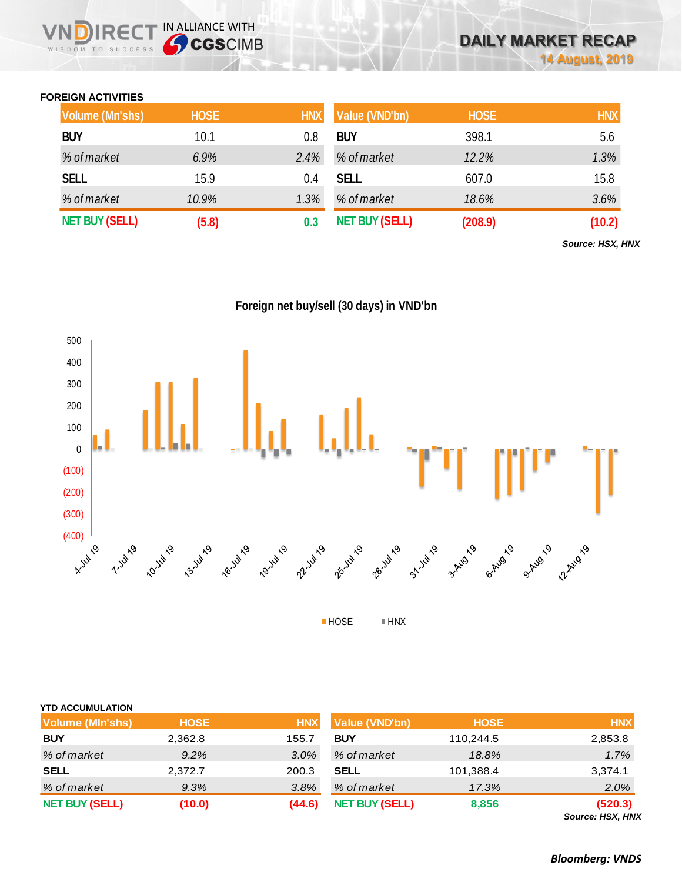### FOREIGN ACTIVITIES

| Volume (Mn'shs) | HOSE | HNX |
|---|---|---|
| BUY | 10.1 | 0.8 |
| *% of market* | *6.9%* | *2.4%* |
| SELL | 15.9 | 0.4 |
| *% of market* | *10.9%* | *1.3%* |
| NET BUY (SELL) | (5.8) | 0.3 |

| Value (VND'bn) | HOSE | HNX |
|---|---|---|
| BUY | 398.1 | 5.6 |
| *% of market* | *12.2%* | *1.3%* |
| SELL | 607.0 | 15.8 |
| *% of market* | *18.6%* | *3.6%* |
| NET BUY (SELL) | (208.9) | (10.2) |

***Source: HSX, HNX***

**Foreign net buy/sell (30 days) in VND'bn**

HOSE HNX

### YTD ACCUMULATION

| Volume (Mln'shs) | HOSE | HNX |
|---|---|---|
| BUY | 2,362.8 | 155.7 |
| *% of market* | *9.2%* | *3.0%* |
| SELL | 2,372.7 | 200.3 |
| *% of market* | *9.3%* | *3.8%* |
| NET BUY (SELL) | (10.0) | (44.6) |

| Value (VND'bn) | HOSE | HNX |
|---|---|---|
| BUY | 110,244.5 | 2,853.8 |
| *% of market* | *18.8%* | *1.7%* |
| SELL | 101,388.4 | 3,374.1 |
| *% of market* | *17.3%* | *2.0%* |
| NET BUY (SELL) | 8,856 | (520.3) |

***Source: HSX, HNX***

***Bloomberg: VNDS***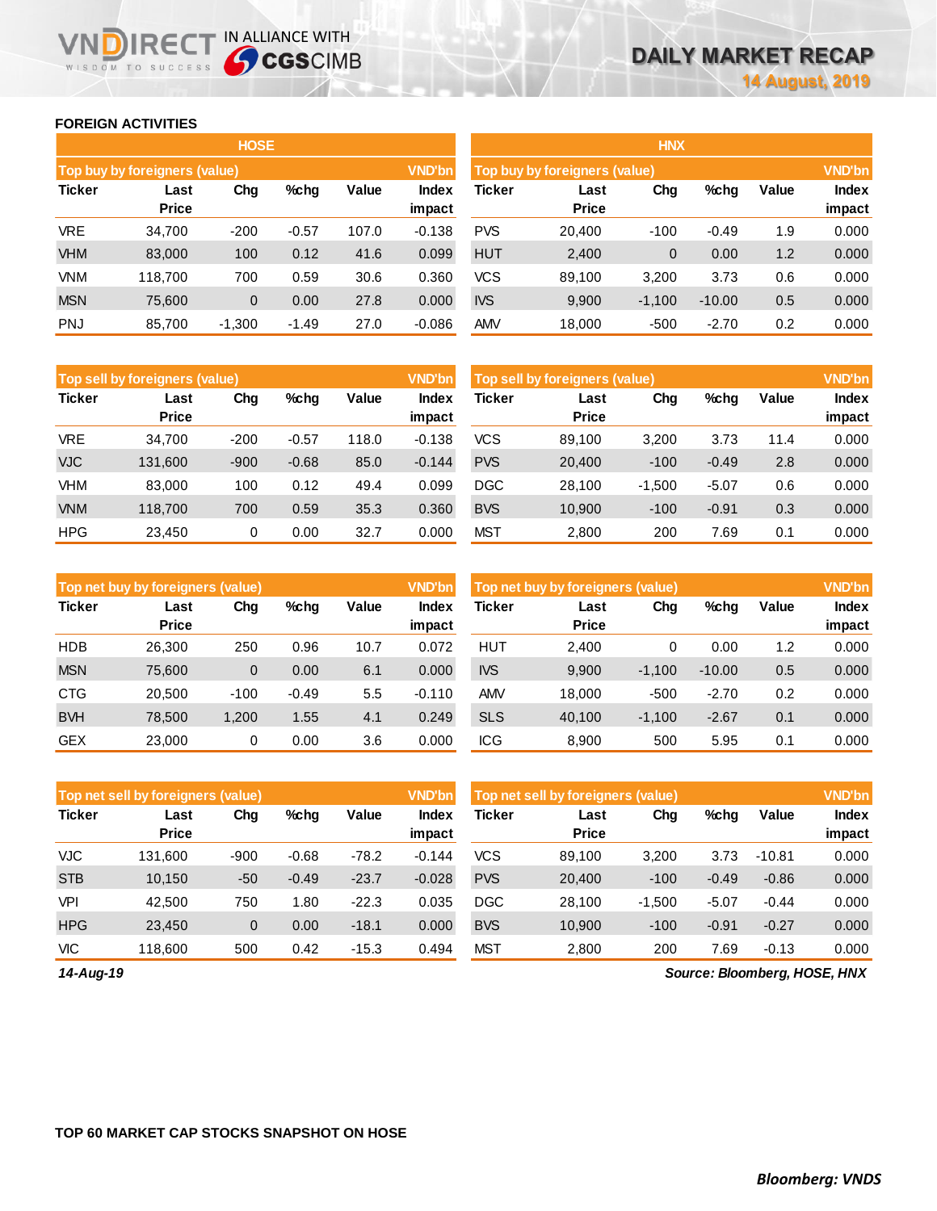## FOREIGN ACTIVITIES

### HOSE

| Top buy by foreigners (value) | | | | | VND'bn |
|---|---|---|---|---|---|
| Ticker | Last Price | Chg | %chg | Value | Index impact |
| VRE | 34,700 | -200 | -0.57 | 107.0 | -0.138 |
| VHM | 83,000 | 100 | 0.12 | 41.6 | 0.099 |
| VNM | 118,700 | 700 | 0.59 | 30.6 | 0.360 |
| MSN | 75,600 | 0 | 0.00 | 27.8 | 0.000 |
| PNJ | 85,700 | -1,300 | -1.49 | 27.0 | -0.086 |

| Top sell by foreigners (value) | | | | | VND'bn |
|---|---|---|---|---|---|
| Ticker | Last Price | Chg | %chg | Value | Index impact |
| VRE | 34,700 | -200 | -0.57 | 118.0 | -0.138 |
| VJC | 131,600 | -900 | -0.68 | 85.0 | -0.144 |
| VHM | 83,000 | 100 | 0.12 | 49.4 | 0.099 |
| VNM | 118,700 | 700 | 0.59 | 35.3 | 0.360 |
| HPG | 23,450 | 0 | 0.00 | 32.7 | 0.000 |

| Top net buy by foreigners (value) | | | | | VND'bn |
|---|---|---|---|---|---|
| Ticker | Last Price | Chg | %chg | Value | Index impact |
| HDB | 26,300 | 250 | 0.96 | 10.7 | 0.072 |
| MSN | 75,600 | 0 | 0.00 | 6.1 | 0.000 |
| CTG | 20,500 | -100 | -0.49 | 5.5 | -0.110 |
| BVH | 78,500 | 1,200 | 1.55 | 4.1 | 0.249 |
| GEX | 23,000 | 0 | 0.00 | 3.6 | 0.000 |

| Top net sell by foreigners (value) | | | | | VND'bn |
|---|---|---|---|---|---|
| Ticker | Last Price | Chg | %chg | Value | Index impact |
| VJC | 131,600 | -900 | -0.68 | -78.2 | -0.144 |
| STB | 10,150 | -50 | -0.49 | -23.7 | -0.028 |
| VPI | 42,500 | 750 | 1.80 | -22.3 | 0.035 |
| HPG | 23,450 | 0 | 0.00 | -18.1 | 0.000 |
| VIC | 118,600 | 500 | 0.42 | -15.3 | 0.494 |

### HNX

| Top buy by foreigners (value) | | | | | VND'bn |
|---|---|---|---|---|---|
| Ticker | Last Price | Chg | %chg | Value | Index impact |
| PVS | 20,400 | -100 | -0.49 | 1.9 | 0.000 |
| HUT | 2,400 | 0 | 0.00 | 1.2 | 0.000 |
| VCS | 89,100 | 3,200 | 3.73 | 0.6 | 0.000 |
| IVS | 9,900 | -1,100 | -10.00 | 0.5 | 0.000 |
| AMV | 18,000 | -500 | -2.70 | 0.2 | 0.000 |

| Top sell by foreigners (value) | | | | | VND'bn |
|---|---|---|---|---|---|
| Ticker | Last Price | Chg | %chg | Value | Index impact |
| VCS | 89,100 | 3,200 | 3.73 | 11.4 | 0.000 |
| PVS | 20,400 | -100 | -0.49 | 2.8 | 0.000 |
| DGC | 28,100 | -1,500 | -5.07 | 0.6 | 0.000 |
| BVS | 10,900 | -100 | -0.91 | 0.3 | 0.000 |
| MST | 2,800 | 200 | 7.69 | 0.1 | 0.000 |

| Top net buy by foreigners (value) | | | | | VND'bn |
|---|---|---|---|---|---|
| Ticker | Last Price | Chg | %chg | Value | Index impact |
| HUT | 2,400 | 0 | 0.00 | 1.2 | 0.000 |
| IVS | 9,900 | -1,100 | -10.00 | 0.5 | 0.000 |
| AMV | 18,000 | -500 | -2.70 | 0.2 | 0.000 |
| SLS | 40,100 | -1,100 | -2.67 | 0.1 | 0.000 |
| ICG | 8,900 | 500 | 5.95 | 0.1 | 0.000 |

| Top net sell by foreigners (value) | | | | | VND'bn |
|---|---|---|---|---|---|
| Ticker | Last Price | Chg | %chg | Value | Index impact |
| VCS | 89,100 | 3,200 | 3.73 | -10.81 | 0.000 |
| PVS | 20,400 | -100 | -0.49 | -0.86 | 0.000 |
| DGC | 28,100 | -1,500 | -5.07 | -0.44 | 0.000 |
| BVS | 10,900 | -100 | -0.91 | -0.27 | 0.000 |
| MST | 2,800 | 200 | 7.69 | -0.13 | 0.000 |

*14-Aug-19*

*Source: Bloomberg, HOSE, HNX*

## TOP 60 MARKET CAP STOCKS SNAPSHOT ON HOSE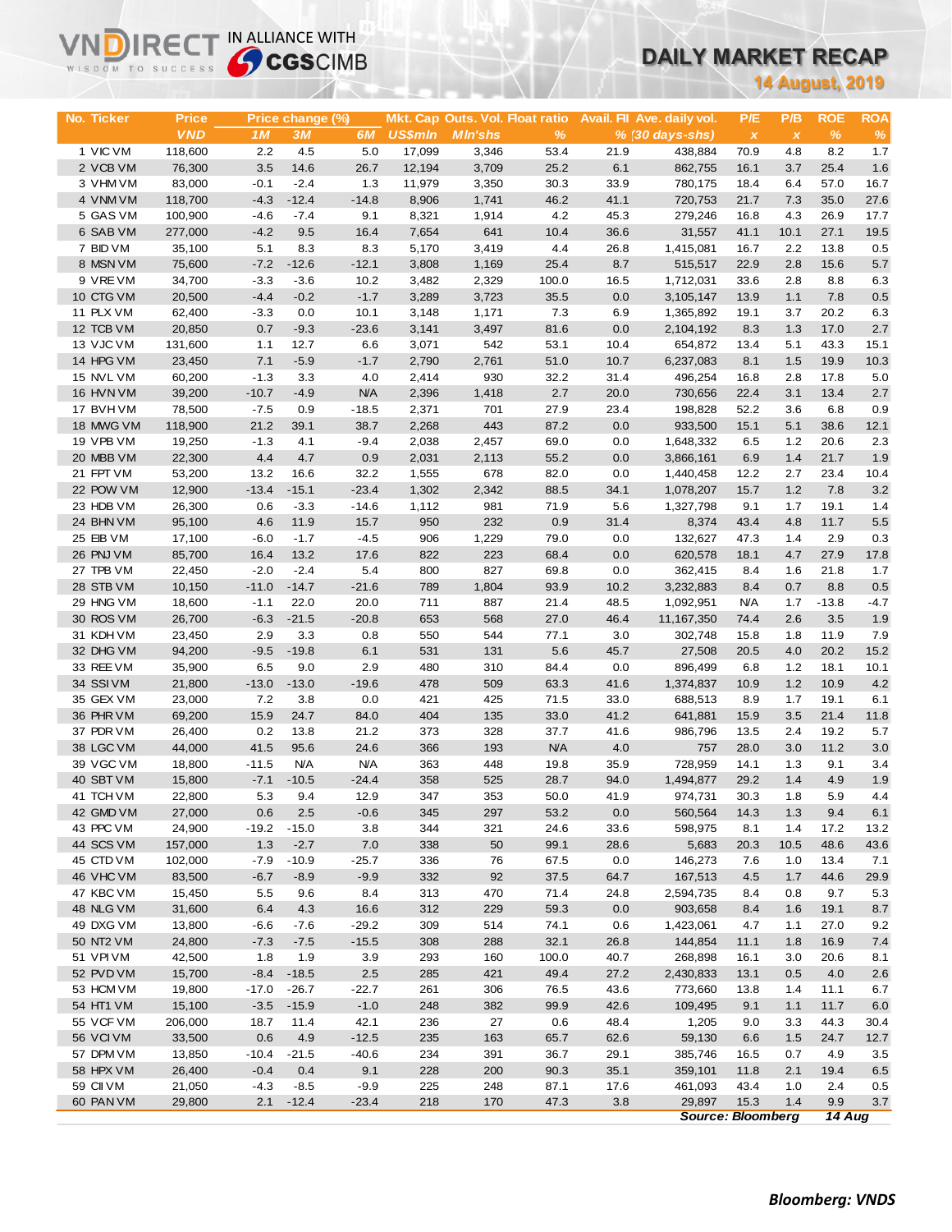# DAILY MARKET RECAP

**14 August, 2019**

| No. | Ticker | Price | Price change (%) | | | Mkt. Cap | Outs. Vol. | Float ratio | Avail. FII | Ave. daily vol. | P/E | P/B | ROE | ROA |
|---|---|---|---|---|---|---|---|---|---|---|---|---|---|---|
| | | VND | 1M | 3M | 6M | US$mln | Mln'shs | % | % | (30 days-shs) | x | x | % | % |
| 1 | VIC VM | 118,600 | 2.2 | 4.5 | 5.0 | 17,099 | 3,346 | 53.4 | 21.9 | 438,884 | 70.9 | 4.8 | 8.2 | 1.7 |
| 2 | VCB VM | 76,300 | 3.5 | 14.6 | 26.7 | 12,194 | 3,709 | 25.2 | 6.1 | 862,755 | 16.1 | 3.7 | 25.4 | 1.6 |
| 3 | VHM VM | 83,000 | -0.1 | -2.4 | 1.3 | 11,979 | 3,350 | 30.3 | 33.9 | 780,175 | 18.4 | 6.4 | 57.0 | 16.7 |
| 4 | VNM VM | 118,700 | -4.3 | -12.4 | -14.8 | 8,906 | 1,741 | 46.2 | 41.1 | 720,753 | 21.7 | 7.3 | 35.0 | 27.6 |
| 5 | GAS VM | 100,900 | -4.6 | -7.4 | 9.1 | 8,321 | 1,914 | 4.2 | 45.3 | 279,246 | 16.8 | 4.3 | 26.9 | 17.7 |
| 6 | SAB VM | 277,000 | -4.2 | 9.5 | 16.4 | 7,654 | 641 | 10.4 | 36.6 | 31,557 | 41.1 | 10.1 | 27.1 | 19.5 |
| 7 | BID VM | 35,100 | 5.1 | 8.3 | 8.3 | 5,170 | 3,419 | 4.4 | 26.8 | 1,415,081 | 16.7 | 2.2 | 13.8 | 0.5 |
| 8 | MSN VM | 75,600 | -7.2 | -12.6 | -12.1 | 3,808 | 1,169 | 25.4 | 8.7 | 515,517 | 22.9 | 2.8 | 15.6 | 5.7 |
| 9 | VRE VM | 34,700 | -3.3 | -3.6 | 10.2 | 3,482 | 2,329 | 100.0 | 16.5 | 1,712,031 | 33.6 | 2.8 | 8.8 | 6.3 |
| 10 | CTG VM | 20,500 | -4.4 | -0.2 | -1.7 | 3,289 | 3,723 | 35.5 | 0.0 | 3,105,147 | 13.9 | 1.1 | 7.8 | 0.5 |
| 11 | PLX VM | 62,400 | -3.3 | 0.0 | 10.1 | 3,148 | 1,171 | 7.3 | 6.9 | 1,365,892 | 19.1 | 3.7 | 20.2 | 6.3 |
| 12 | TCB VM | 20,850 | 0.7 | -9.3 | -23.6 | 3,141 | 3,497 | 81.6 | 0.0 | 2,104,192 | 8.3 | 1.3 | 17.0 | 2.7 |
| 13 | VJC VM | 131,600 | 1.1 | 12.7 | 6.6 | 3,071 | 542 | 53.1 | 10.4 | 654,872 | 13.4 | 5.1 | 43.3 | 15.1 |
| 14 | HPG VM | 23,450 | 7.1 | -5.9 | -1.7 | 2,790 | 2,761 | 51.0 | 10.7 | 6,237,083 | 8.1 | 1.5 | 19.9 | 10.3 |
| 15 | NVL VM | 60,200 | -1.3 | 3.3 | 4.0 | 2,414 | 930 | 32.2 | 31.4 | 496,254 | 16.8 | 2.8 | 17.8 | 5.0 |
| 16 | HVN VM | 39,200 | -10.7 | -4.9 | N/A | 2,396 | 1,418 | 2.7 | 20.0 | 730,656 | 22.4 | 3.1 | 13.4 | 2.7 |
| 17 | BVH VM | 78,500 | -7.5 | 0.9 | -18.5 | 2,371 | 701 | 27.9 | 23.4 | 198,828 | 52.2 | 3.6 | 6.8 | 0.9 |
| 18 | MWG VM | 118,900 | 21.2 | 39.1 | 38.7 | 2,268 | 443 | 87.2 | 0.0 | 933,500 | 15.1 | 5.1 | 38.6 | 12.1 |
| 19 | VPB VM | 19,250 | -1.3 | 4.1 | -9.4 | 2,038 | 2,457 | 69.0 | 0.0 | 1,648,332 | 6.5 | 1.2 | 20.6 | 2.3 |
| 20 | MBB VM | 22,300 | 4.4 | 4.7 | 0.9 | 2,031 | 2,113 | 55.2 | 0.0 | 3,866,161 | 6.9 | 1.4 | 21.7 | 1.9 |
| 21 | FPT VM | 53,200 | 13.2 | 16.6 | 32.2 | 1,555 | 678 | 82.0 | 0.0 | 1,440,458 | 12.2 | 2.7 | 23.4 | 10.4 |
| 22 | POW VM | 12,900 | -13.4 | -15.1 | -23.4 | 1,302 | 2,342 | 88.5 | 34.1 | 1,078,207 | 15.7 | 1.2 | 7.8 | 3.2 |
| 23 | HDB VM | 26,300 | 0.6 | -3.3 | -14.6 | 1,112 | 981 | 71.9 | 5.6 | 1,327,798 | 9.1 | 1.7 | 19.1 | 1.4 |
| 24 | BHN VM | 95,100 | 4.6 | 11.9 | 15.7 | 950 | 232 | 0.9 | 31.4 | 8,374 | 43.4 | 4.8 | 11.7 | 5.5 |
| 25 | EIB VM | 17,100 | -6.0 | -1.7 | -4.5 | 906 | 1,229 | 79.0 | 0.0 | 132,627 | 47.3 | 1.4 | 2.9 | 0.3 |
| 26 | PNJ VM | 85,700 | 16.4 | 13.2 | 17.6 | 822 | 223 | 68.4 | 0.0 | 620,578 | 18.1 | 4.7 | 27.9 | 17.8 |
| 27 | TPB VM | 22,450 | -2.0 | -2.4 | 5.4 | 800 | 827 | 69.8 | 0.0 | 362,415 | 8.4 | 1.6 | 21.8 | 1.7 |
| 28 | STB VM | 10,150 | -11.0 | -14.7 | -21.6 | 789 | 1,804 | 93.9 | 10.2 | 3,232,883 | 8.4 | 0.7 | 8.8 | 0.5 |
| 29 | HNG VM | 18,600 | -1.1 | 22.0 | 20.0 | 711 | 887 | 21.4 | 48.5 | 1,092,951 | N/A | 1.7 | -13.8 | -4.7 |
| 30 | ROS VM | 26,700 | -6.3 | -21.5 | -20.8 | 653 | 568 | 27.0 | 46.4 | 11,167,350 | 74.4 | 2.6 | 3.5 | 1.9 |
| 31 | KDH VM | 23,450 | 2.9 | 3.3 | 0.8 | 550 | 544 | 77.1 | 3.0 | 302,748 | 15.8 | 1.8 | 11.9 | 7.9 |
| 32 | DHG VM | 94,200 | -9.5 | -19.8 | 6.1 | 531 | 131 | 5.6 | 45.7 | 27,508 | 20.5 | 4.0 | 20.2 | 15.2 |
| 33 | REE VM | 35,900 | 6.5 | 9.0 | 2.9 | 480 | 310 | 84.4 | 0.0 | 896,499 | 6.8 | 1.2 | 18.1 | 10.1 |
| 34 | SSI VM | 21,800 | -13.0 | -13.0 | -19.6 | 478 | 509 | 63.3 | 41.6 | 1,374,837 | 10.9 | 1.2 | 10.9 | 4.2 |
| 35 | GEX VM | 23,000 | 7.2 | 3.8 | 0.0 | 421 | 425 | 71.5 | 33.0 | 688,513 | 8.9 | 1.7 | 19.1 | 6.1 |
| 36 | PHR VM | 69,200 | 15.9 | 24.7 | 84.0 | 404 | 135 | 33.0 | 41.2 | 641,881 | 15.9 | 3.5 | 21.4 | 11.8 |
| 37 | PDR VM | 26,400 | 0.2 | 13.8 | 21.2 | 373 | 328 | 37.7 | 41.6 | 986,796 | 13.5 | 2.4 | 19.2 | 5.7 |
| 38 | LGC VM | 44,000 | 41.5 | 95.6 | 24.6 | 366 | 193 | N/A | 4.0 | 757 | 28.0 | 3.0 | 11.2 | 3.0 |
| 39 | VGC VM | 18,800 | -11.5 | N/A | N/A | 363 | 448 | 19.8 | 35.9 | 728,959 | 14.1 | 1.3 | 9.1 | 3.4 |
| 40 | SBT VM | 15,800 | -7.1 | -10.5 | -24.4 | 358 | 525 | 28.7 | 94.0 | 1,494,877 | 29.2 | 1.4 | 4.9 | 1.9 |
| 41 | TCH VM | 22,800 | 5.3 | 9.4 | 12.9 | 347 | 353 | 50.0 | 41.9 | 974,731 | 30.3 | 1.8 | 5.9 | 4.4 |
| 42 | GMD VM | 27,000 | 0.6 | 2.5 | -0.6 | 345 | 297 | 53.2 | 0.0 | 560,564 | 14.3 | 1.3 | 9.4 | 6.1 |
| 43 | PPC VM | 24,900 | -19.2 | -15.0 | 3.8 | 344 | 321 | 24.6 | 33.6 | 598,975 | 8.1 | 1.4 | 17.2 | 13.2 |
| 44 | SCS VM | 157,000 | 1.3 | -2.7 | 7.0 | 338 | 50 | 99.1 | 28.6 | 5,683 | 20.3 | 10.5 | 48.6 | 43.6 |
| 45 | CTD VM | 102,000 | -7.9 | -10.9 | -25.7 | 336 | 76 | 67.5 | 0.0 | 146,273 | 7.6 | 1.0 | 13.4 | 7.1 |
| 46 | VHC VM | 83,500 | -6.7 | -8.9 | -9.9 | 332 | 92 | 37.5 | 64.7 | 167,513 | 4.5 | 1.7 | 44.6 | 29.9 |
| 47 | KBC VM | 15,450 | 5.5 | 9.6 | 8.4 | 313 | 470 | 71.4 | 24.8 | 2,594,735 | 8.4 | 0.8 | 9.7 | 5.3 |
| 48 | NLG VM | 31,600 | 6.4 | 4.3 | 16.6 | 312 | 229 | 59.3 | 0.0 | 903,658 | 8.4 | 1.6 | 19.1 | 8.7 |
| 49 | DXG VM | 13,800 | -6.6 | -7.6 | -29.2 | 309 | 514 | 74.1 | 0.6 | 1,423,061 | 4.7 | 1.1 | 27.0 | 9.2 |
| 50 | NT2 VM | 24,800 | -7.3 | -7.5 | -15.5 | 308 | 288 | 32.1 | 26.8 | 144,854 | 11.1 | 1.8 | 16.9 | 7.4 |
| 51 | VPI VM | 42,500 | 1.8 | 1.9 | 3.9 | 293 | 160 | 100.0 | 40.7 | 268,898 | 16.1 | 3.0 | 20.6 | 8.1 |
| 52 | PVD VM | 15,700 | -8.4 | -18.5 | 2.5 | 285 | 421 | 49.4 | 27.2 | 2,430,833 | 13.1 | 0.5 | 4.0 | 2.6 |
| 53 | HCM VM | 19,800 | -17.0 | -26.7 | -22.7 | 261 | 306 | 76.5 | 43.6 | 773,660 | 13.8 | 1.4 | 11.1 | 6.7 |
| 54 | HT1 VM | 15,100 | -3.5 | -15.9 | -1.0 | 248 | 382 | 99.9 | 42.6 | 109,495 | 9.1 | 1.1 | 11.7 | 6.0 |
| 55 | VCF VM | 206,000 | 18.7 | 11.4 | 42.1 | 236 | 27 | 0.6 | 48.4 | 1,205 | 9.0 | 3.3 | 44.3 | 30.4 |
| 56 | VCI VM | 33,500 | 0.6 | 4.9 | -12.5 | 235 | 163 | 65.7 | 62.6 | 59,130 | 6.6 | 1.5 | 24.7 | 12.7 |
| 57 | DPM VM | 13,850 | -10.4 | -21.5 | -40.6 | 234 | 391 | 36.7 | 29.1 | 385,746 | 16.5 | 0.7 | 4.9 | 3.5 |
| 58 | HPX VM | 26,400 | -0.4 | 0.4 | 9.1 | 228 | 200 | 90.3 | 35.1 | 359,101 | 11.8 | 2.1 | 19.4 | 6.5 |
| 59 | CII VM | 21,050 | -4.3 | -8.5 | -9.9 | 225 | 248 | 87.1 | 17.6 | 461,093 | 43.4 | 1.0 | 2.4 | 0.5 |
| 60 | PAN VM | 29,800 | 2.1 | -12.4 | -23.4 | 218 | 170 | 47.3 | 3.8 | 29,897 | 15.3 | 1.4 | 9.9 | 3.7 |

*Source: Bloomberg* *14 Aug*

***Bloomberg: VNDS***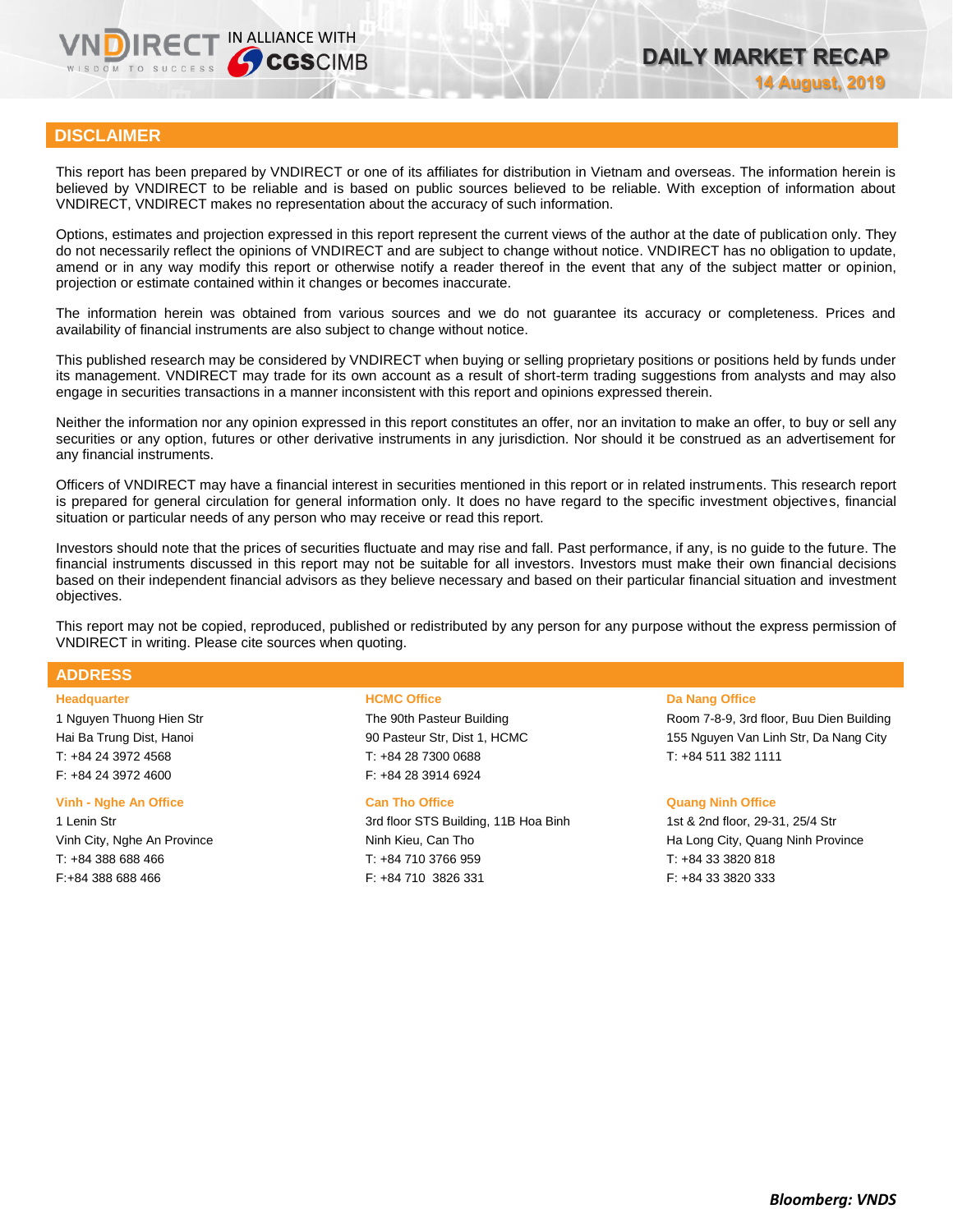## DISCLAIMER

This report has been prepared by VNDIRECT or one of its affiliates for distribution in Vietnam and overseas. The information herein is believed by VNDIRECT to be reliable and is based on public sources believed to be reliable. With exception of information about VNDIRECT, VNDIRECT makes no representation about the accuracy of such information.

Options, estimates and projection expressed in this report represent the current views of the author at the date of publication only. They do not necessarily reflect the opinions of VNDIRECT and are subject to change without notice. VNDIRECT has no obligation to update, amend or in any way modify this report or otherwise notify a reader thereof in the event that any of the subject matter or opinion, projection or estimate contained within it changes or becomes inaccurate.

The information herein was obtained from various sources and we do not guarantee its accuracy or completeness. Prices and availability of financial instruments are also subject to change without notice.

This published research may be considered by VNDIRECT when buying or selling proprietary positions or positions held by funds under its management. VNDIRECT may trade for its own account as a result of short-term trading suggestions from analysts and may also engage in securities transactions in a manner inconsistent with this report and opinions expressed therein.

Neither the information nor any opinion expressed in this report constitutes an offer, nor an invitation to make an offer, to buy or sell any securities or any option, futures or other derivative instruments in any jurisdiction. Nor should it be construed as an advertisement for any financial instruments.

Officers of VNDIRECT may have a financial interest in securities mentioned in this report or in related instruments. This research report is prepared for general circulation for general information only. It does no have regard to the specific investment objectives, financial situation or particular needs of any person who may receive or read this report.

Investors should note that the prices of securities fluctuate and may rise and fall. Past performance, if any, is no guide to the future. The financial instruments discussed in this report may not be suitable for all investors. Investors must make their own financial decisions based on their independent financial advisors as they believe necessary and based on their particular financial situation and investment objectives.

This report may not be copied, reproduced, published or redistributed by any person for any purpose without the express permission of VNDIRECT in writing. Please cite sources when quoting.

## ADDRESS

**Headquarter**
1 Nguyen Thuong Hien Str
Hai Ba Trung Dist, Hanoi
T: +84 24 3972 4568
F: +84 24 3972 4600

**HCMC Office**
The 90th Pasteur Building
90 Pasteur Str, Dist 1, HCMC
T: +84 28 7300 0688
F: +84 28 3914 6924

**Da Nang Office**
Room 7-8-9, 3rd floor, Buu Dien Building
155 Nguyen Van Linh Str, Da Nang City
T: +84 511 382 1111

**Vinh - Nghe An Office**
1 Lenin Str
Vinh City, Nghe An Province
T: +84 388 688 466
F:+84 388 688 466

**Can Tho Office**
3rd floor STS Building, 11B Hoa Binh
Ninh Kieu, Can Tho
T: +84 710 3766 959
F: +84 710 3826 331

**Quang Ninh Office**
1st & 2nd floor, 29-31, 25/4 Str
Ha Long City, Quang Ninh Province
T: +84 33 3820 818
F: +84 33 3820 333

***Bloomberg: VNDS***